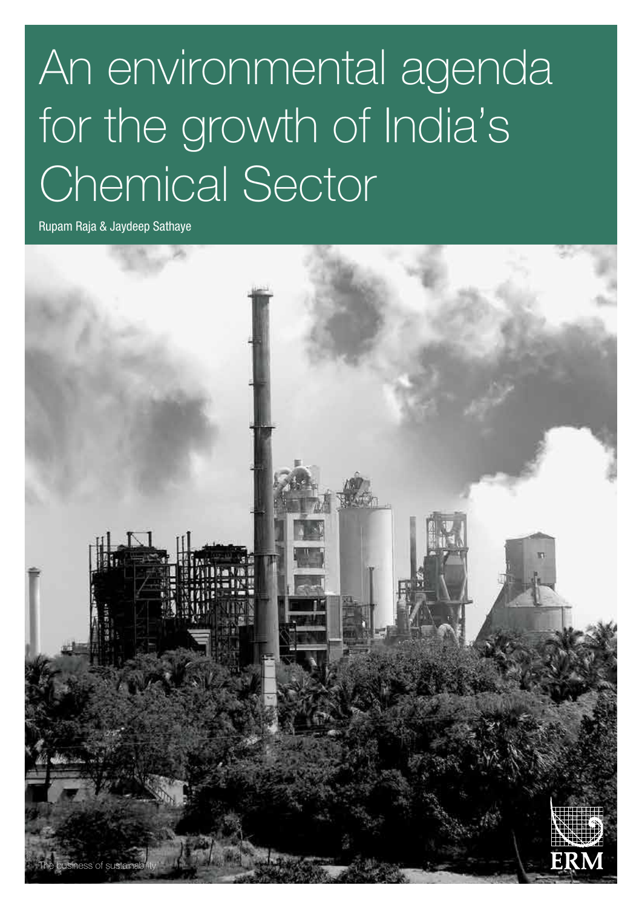# An environmental agenda for the growth of India's Chemical Sector

Rupam Raja & Jaydeep Sathaye

The business of sustainability

ERM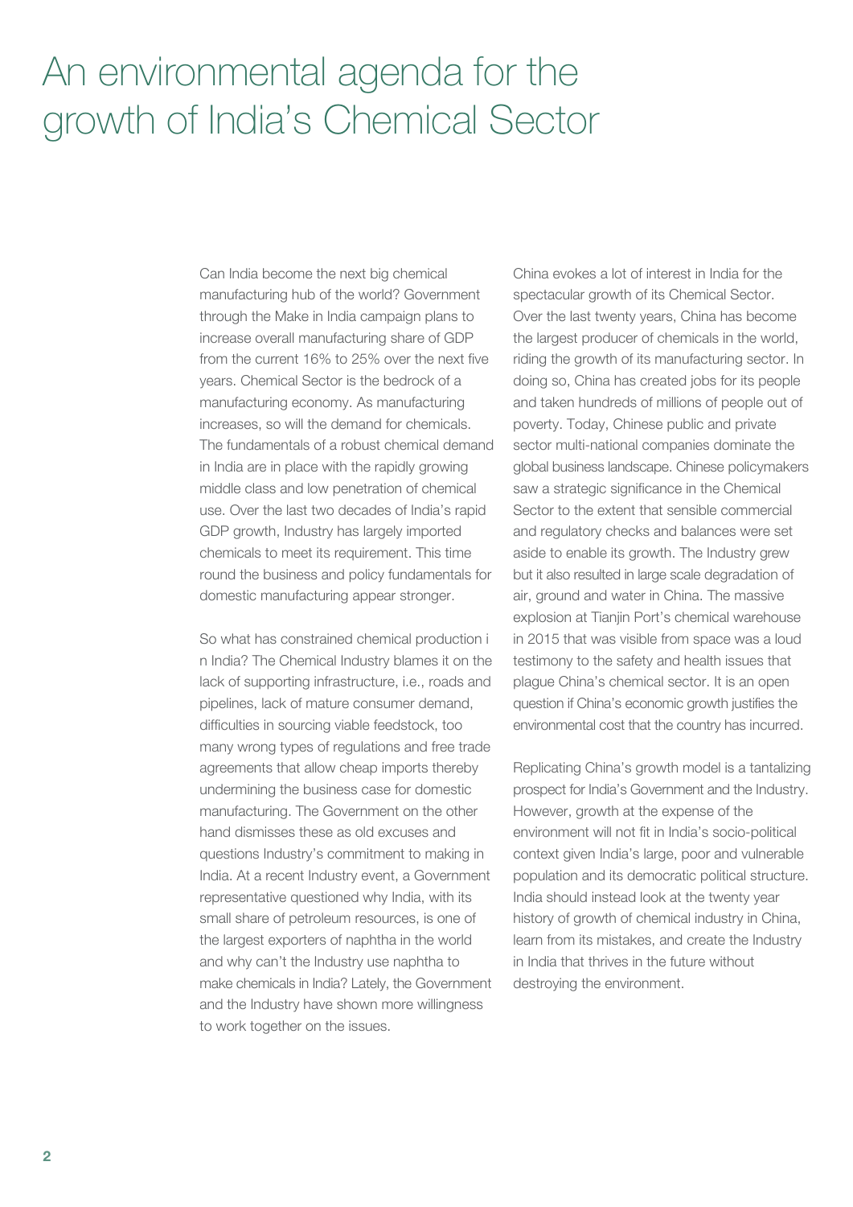# An environmental agenda for the growth of India's Chemical Sector

Can India become the next big chemical manufacturing hub of the world? Government through the Make in India campaign plans to increase overall manufacturing share of GDP from the current 16% to 25% over the next five years. Chemical Sector is the bedrock of a manufacturing economy. As manufacturing increases, so will the demand for chemicals. The fundamentals of a robust chemical demand in India are in place with the rapidly growing middle class and low penetration of chemical use. Over the last two decades of India's rapid GDP growth, Industry has largely imported chemicals to meet its requirement. This time round the business and policy fundamentals for domestic manufacturing appear stronger.

So what has constrained chemical production i n India? The Chemical Industry blames it on the lack of supporting infrastructure, i.e., roads and pipelines, lack of mature consumer demand, difficulties in sourcing viable feedstock, too many wrong types of regulations and free trade agreements that allow cheap imports thereby undermining the business case for domestic manufacturing. The Government on the other hand dismisses these as old excuses and questions Industry's commitment to making in India. At a recent Industry event, a Government representative questioned why India, with its small share of petroleum resources, is one of the largest exporters of naphtha in the world and why can't the Industry use naphtha to make chemicals in India? Lately, the Government and the Industry have shown more willingness to work together on the issues.

China evokes a lot of interest in India for the spectacular growth of its Chemical Sector. Over the last twenty years, China has become the largest producer of chemicals in the world, riding the growth of its manufacturing sector. In doing so, China has created jobs for its people and taken hundreds of millions of people out of poverty. Today, Chinese public and private sector multi-national companies dominate the global business landscape. Chinese policymakers saw a strategic significance in the Chemical Sector to the extent that sensible commercial and regulatory checks and balances were set aside to enable its growth. The Industry grew but it also resulted in large scale degradation of air, ground and water in China. The massive explosion at Tianjin Port's chemical warehouse in 2015 that was visible from space was a loud testimony to the safety and health issues that plague China's chemical sector. It is an open question if China's economic growth justifies the environmental cost that the country has incurred.

Replicating China's growth model is a tantalizing prospect for India's Government and the Industry. However, growth at the expense of the environment will not fit in India's socio-political context given India's large, poor and vulnerable population and its democratic political structure. India should instead look at the twenty year history of growth of chemical industry in China, learn from its mistakes, and create the Industry in India that thrives in the future without destroying the environment.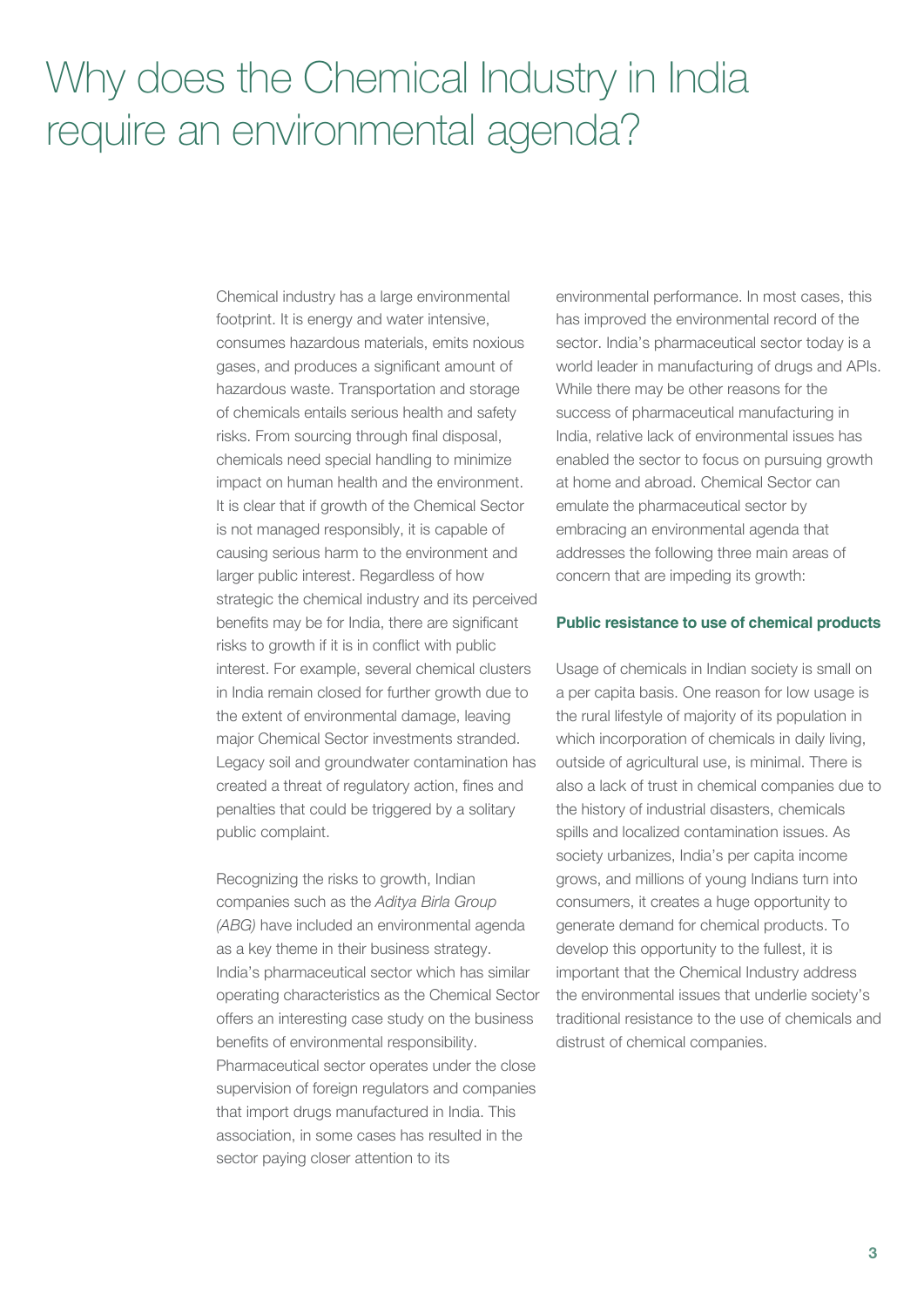# Why does the Chemical Industry in India require an environmental agenda?

Chemical industry has a large environmental footprint. It is energy and water intensive, consumes hazardous materials, emits noxious gases, and produces a significant amount of hazardous waste. Transportation and storage of chemicals entails serious health and safety risks. From sourcing through final disposal, chemicals need special handling to minimize impact on human health and the environment. It is clear that if growth of the Chemical Sector is not managed responsibly, it is capable of causing serious harm to the environment and larger public interest. Regardless of how strategic the chemical industry and its perceived benefits may be for India, there are significant risks to growth if it is in conflict with public interest. For example, several chemical clusters in India remain closed for further growth due to the extent of environmental damage, leaving major Chemical Sector investments stranded. Legacy soil and groundwater contamination has created a threat of regulatory action, fines and penalties that could be triggered by a solitary public complaint.

Recognizing the risks to growth, Indian companies such as the *Aditya Birla Group (ABG)* have included an environmental agenda as a key theme in their business strategy. India's pharmaceutical sector which has similar operating characteristics as the Chemical Sector offers an interesting case study on the business benefits of environmental responsibility. Pharmaceutical sector operates under the close supervision of foreign regulators and companies that import drugs manufactured in India. This association, in some cases has resulted in the sector paying closer attention to its environmental performance. In most cases, this has improved the environmental record of the sector. India's pharmaceutical sector today is a world leader in manufacturing of drugs and APIs. While there may be other reasons for the success of pharmaceutical manufacturing in India, relative lack of environmental issues has enabled the sector to focus on pursuing growth at home and abroad. Chemical Sector can emulate the pharmaceutical sector by embracing an environmental agenda that addresses the following three main areas of concern that are impeding its growth:

**Public resistance to use of chemical products**

Usage of chemicals in Indian society is small on a per capita basis. One reason for low usage is the rural lifestyle of majority of its population in which incorporation of chemicals in daily living, outside of agricultural use, is minimal. There is also a lack of trust in chemical companies due to the history of industrial disasters, chemicals spills and localized contamination issues. As society urbanizes, India's per capita income grows, and millions of young Indians turn into consumers, it creates a huge opportunity to generate demand for chemical products. To develop this opportunity to the fullest, it is important that the Chemical Industry address the environmental issues that underlie society's traditional resistance to the use of chemicals and distrust of chemical companies.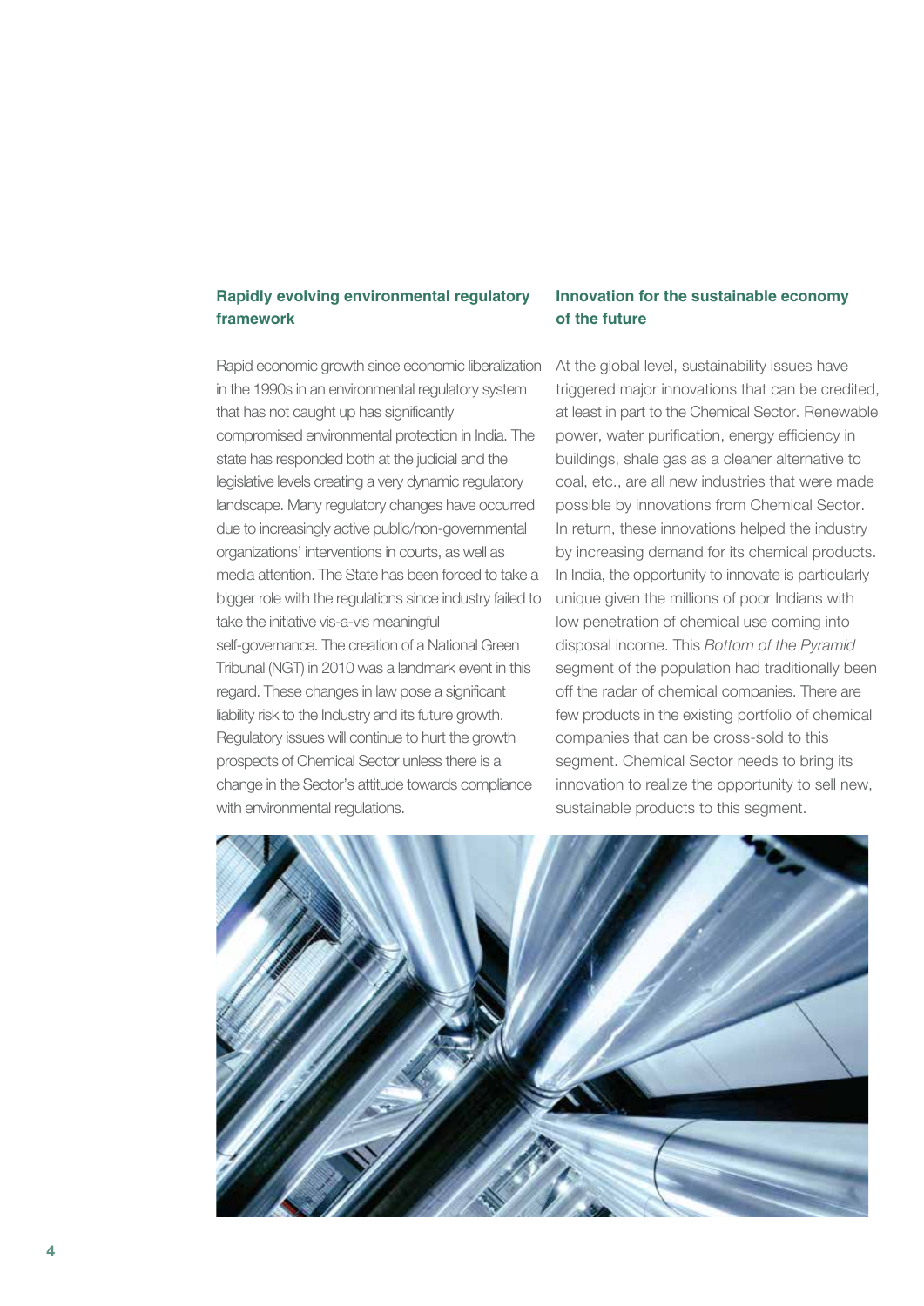### Rapidly evolving environmental regulatory framework

Rapid economic growth since economic liberalization in the 1990s in an environmental regulatory system that has not caught up has significantly compromised environmental protection in India. The state has responded both at the judicial and the legislative levels creating a very dynamic regulatory landscape. Many regulatory changes have occurred due to increasingly active public/non-governmental organizations' interventions in courts, as well as media attention. The State has been forced to take a bigger role with the regulations since industry failed to take the initiative vis-a-vis meaningful self-governance. The creation of a National Green Tribunal (NGT) in 2010 was a landmark event in this regard. These changes in law pose a significant liability risk to the Industry and its future growth. Regulatory issues will continue to hurt the growth prospects of Chemical Sector unless there is a change in the Sector's attitude towards compliance with environmental regulations.

### Innovation for the sustainable economy of the future

At the global level, sustainability issues have triggered major innovations that can be credited, at least in part to the Chemical Sector. Renewable power, water purification, energy efficiency in buildings, shale gas as a cleaner alternative to coal, etc., are all new industries that were made possible by innovations from Chemical Sector. In return, these innovations helped the industry by increasing demand for its chemical products. In India, the opportunity to innovate is particularly unique given the millions of poor Indians with low penetration of chemical use coming into disposal income. This *Bottom of the Pyramid* segment of the population had traditionally been off the radar of chemical companies. There are few products in the existing portfolio of chemical companies that can be cross-sold to this segment. Chemical Sector needs to bring its innovation to realize the opportunity to sell new, sustainable products to this segment.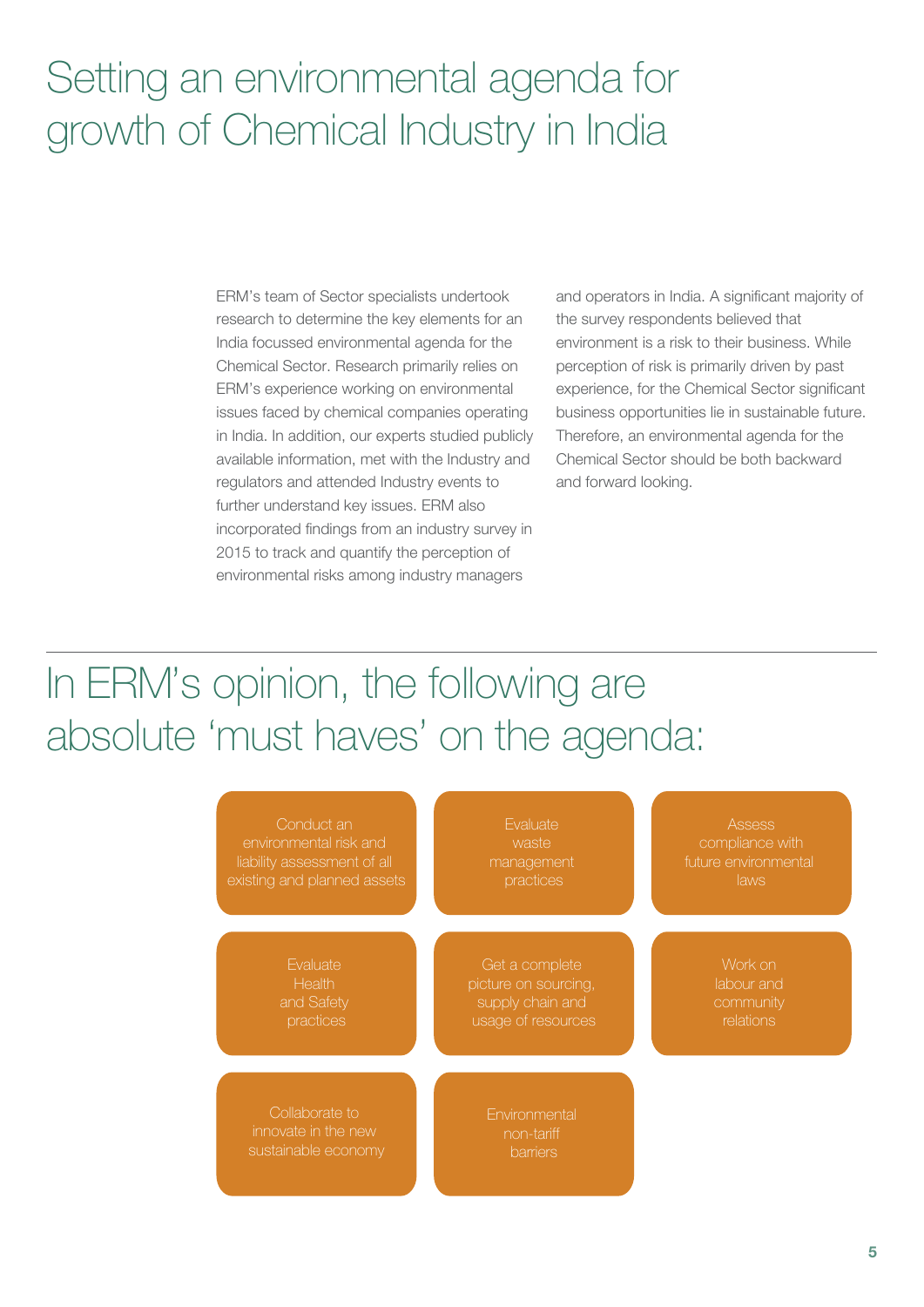# Setting an environmental agenda for growth of Chemical Industry in India

ERM's team of Sector specialists undertook research to determine the key elements for an India focussed environmental agenda for the Chemical Sector. Research primarily relies on ERM's experience working on environmental issues faced by chemical companies operating in India. In addition, our experts studied publicly available information, met with the Industry and regulators and attended Industry events to further understand key issues. ERM also incorporated findings from an industry survey in 2015 to track and quantify the perception of environmental risks among industry managers and operators in India. A significant majority of the survey respondents believed that environment is a risk to their business. While perception of risk is primarily driven by past experience, for the Chemical Sector significant business opportunities lie in sustainable future. Therefore, an environmental agenda for the Chemical Sector should be both backward and forward looking.

## In ERM's opinion, the following are absolute 'must haves' on the agenda:

- Conduct an environmental risk and liability assessment of all existing and planned assets
- Evaluate waste management practices
- Assess compliance with future environmental laws
- Evaluate Health and Safety practices
- Get a complete picture on sourcing, supply chain and usage of resources
- Work on labour and community relations
- Collaborate to innovate in the new sustainable economy
- Environmental non-tariff barriers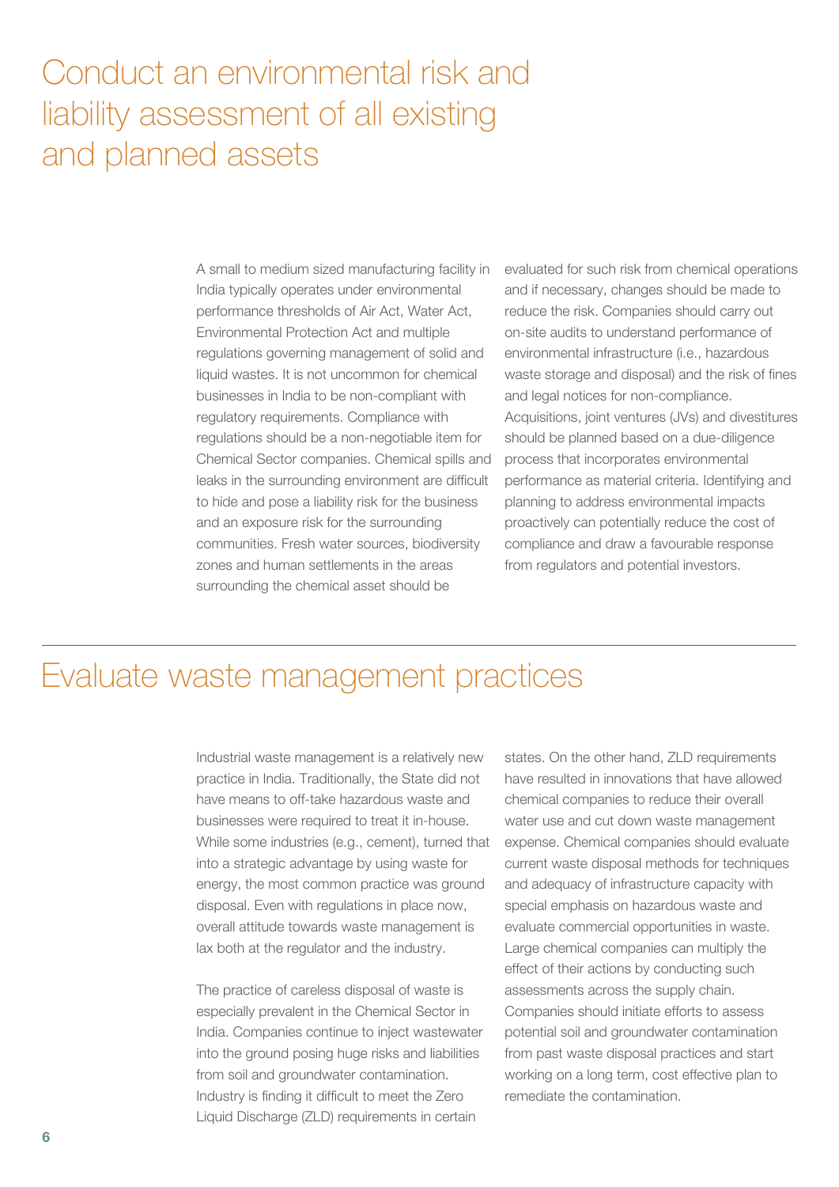# Conduct an environmental risk and liability assessment of all existing and planned assets

A small to medium sized manufacturing facility in India typically operates under environmental performance thresholds of Air Act, Water Act, Environmental Protection Act and multiple regulations governing management of solid and liquid wastes. It is not uncommon for chemical businesses in India to be non-compliant with regulatory requirements. Compliance with regulations should be a non-negotiable item for Chemical Sector companies. Chemical spills and leaks in the surrounding environment are difficult to hide and pose a liability risk for the business and an exposure risk for the surrounding communities. Fresh water sources, biodiversity zones and human settlements in the areas surrounding the chemical asset should be evaluated for such risk from chemical operations and if necessary, changes should be made to reduce the risk. Companies should carry out on-site audits to understand performance of environmental infrastructure (i.e., hazardous waste storage and disposal) and the risk of fines and legal notices for non-compliance. Acquisitions, joint ventures (JVs) and divestitures should be planned based on a due-diligence process that incorporates environmental performance as material criteria. Identifying and planning to address environmental impacts proactively can potentially reduce the cost of compliance and draw a favourable response from regulators and potential investors.

# Evaluate waste management practices

Industrial waste management is a relatively new practice in India. Traditionally, the State did not have means to off-take hazardous waste and businesses were required to treat it in-house. While some industries (e.g., cement), turned that into a strategic advantage by using waste for energy, the most common practice was ground disposal. Even with regulations in place now, overall attitude towards waste management is lax both at the regulator and the industry.

The practice of careless disposal of waste is especially prevalent in the Chemical Sector in India. Companies continue to inject wastewater into the ground posing huge risks and liabilities from soil and groundwater contamination. Industry is finding it difficult to meet the Zero Liquid Discharge (ZLD) requirements in certain states. On the other hand, ZLD requirements have resulted in innovations that have allowed chemical companies to reduce their overall water use and cut down waste management expense. Chemical companies should evaluate current waste disposal methods for techniques and adequacy of infrastructure capacity with special emphasis on hazardous waste and evaluate commercial opportunities in waste. Large chemical companies can multiply the effect of their actions by conducting such assessments across the supply chain. Companies should initiate efforts to assess potential soil and groundwater contamination from past waste disposal practices and start working on a long term, cost effective plan to remediate the contamination.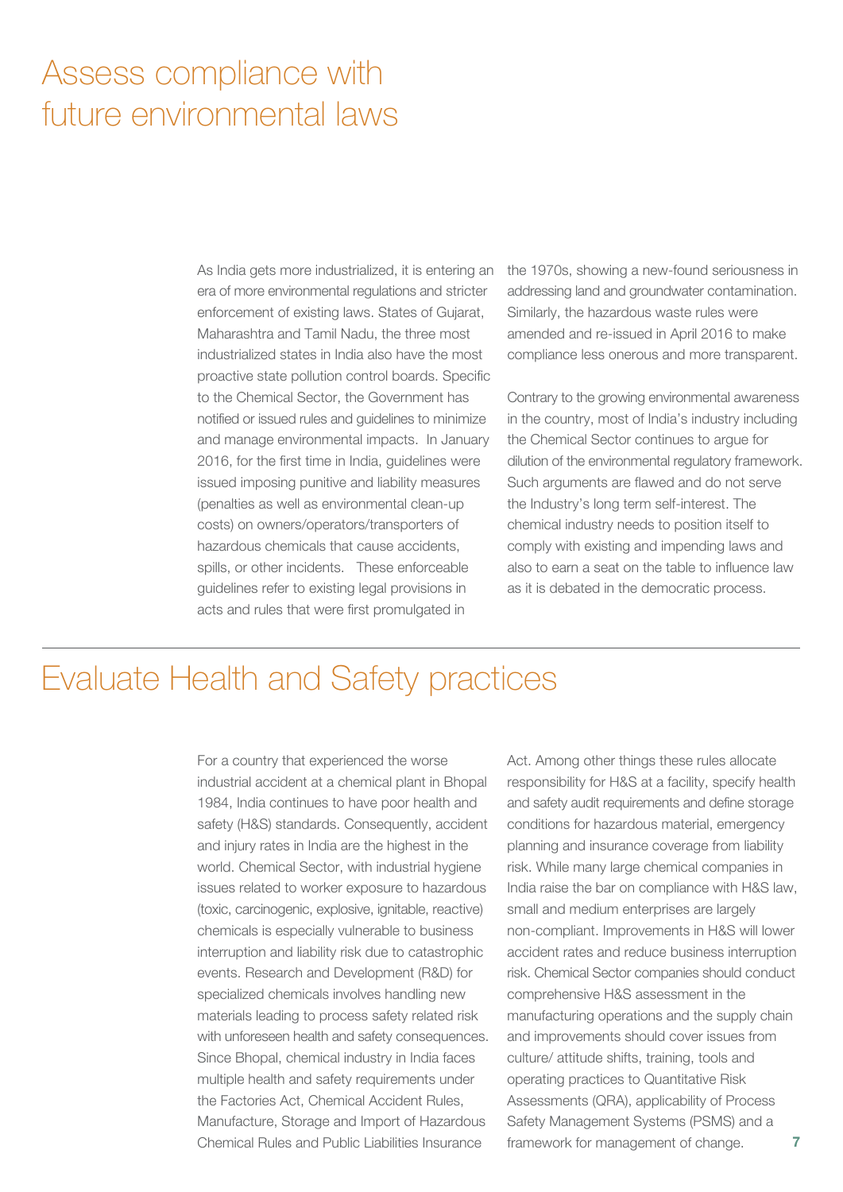# Assess compliance with future environmental laws

As India gets more industrialized, it is entering an era of more environmental regulations and stricter enforcement of existing laws. States of Gujarat, Maharashtra and Tamil Nadu, the three most industrialized states in India also have the most proactive state pollution control boards. Specific to the Chemical Sector, the Government has notified or issued rules and guidelines to minimize and manage environmental impacts. In January 2016, for the first time in India, guidelines were issued imposing punitive and liability measures (penalties as well as environmental clean-up costs) on owners/operators/transporters of hazardous chemicals that cause accidents, spills, or other incidents. These enforceable guidelines refer to existing legal provisions in acts and rules that were first promulgated in the 1970s, showing a new-found seriousness in addressing land and groundwater contamination. Similarly, the hazardous waste rules were amended and re-issued in April 2016 to make compliance less onerous and more transparent.

Contrary to the growing environmental awareness in the country, most of India's industry including the Chemical Sector continues to argue for dilution of the environmental regulatory framework. Such arguments are flawed and do not serve the Industry's long term self-interest. The chemical industry needs to position itself to comply with existing and impending laws and also to earn a seat on the table to influence law as it is debated in the democratic process.

# Evaluate Health and Safety practices

For a country that experienced the worse industrial accident at a chemical plant in Bhopal 1984, India continues to have poor health and safety (H&S) standards. Consequently, accident and injury rates in India are the highest in the world. Chemical Sector, with industrial hygiene issues related to worker exposure to hazardous (toxic, carcinogenic, explosive, ignitable, reactive) chemicals is especially vulnerable to business interruption and liability risk due to catastrophic events. Research and Development (R&D) for specialized chemicals involves handling new materials leading to process safety related risk with unforeseen health and safety consequences. Since Bhopal, chemical industry in India faces multiple health and safety requirements under the Factories Act, Chemical Accident Rules, Manufacture, Storage and Import of Hazardous Chemical Rules and Public Liabilities Insurance Act. Among other things these rules allocate responsibility for H&S at a facility, specify health and safety audit requirements and define storage conditions for hazardous material, emergency planning and insurance coverage from liability risk. While many large chemical companies in India raise the bar on compliance with H&S law, small and medium enterprises are largely non-compliant. Improvements in H&S will lower accident rates and reduce business interruption risk. Chemical Sector companies should conduct comprehensive H&S assessment in the manufacturing operations and the supply chain and improvements should cover issues from culture/ attitude shifts, training, tools and operating practices to Quantitative Risk Assessments (QRA), applicability of Process Safety Management Systems (PSMS) and a framework for management of change.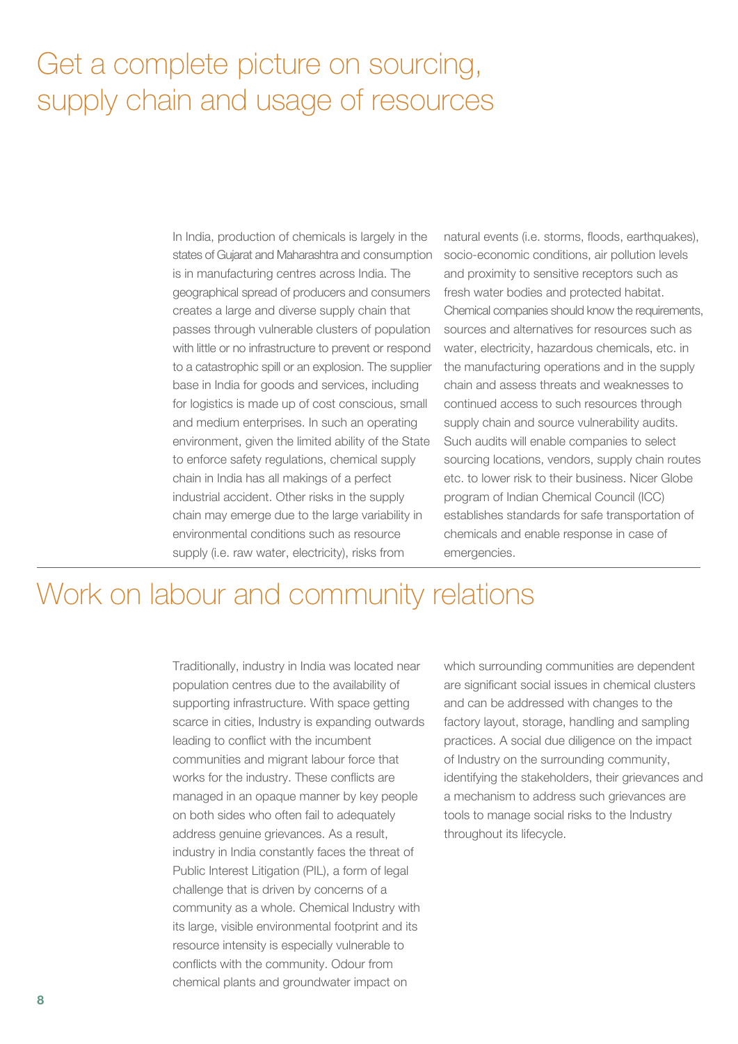# Get a complete picture on sourcing, supply chain and usage of resources

In India, production of chemicals is largely in the states of Gujarat and Maharashtra and consumption is in manufacturing centres across India. The geographical spread of producers and consumers creates a large and diverse supply chain that passes through vulnerable clusters of population with little or no infrastructure to prevent or respond to a catastrophic spill or an explosion. The supplier base in India for goods and services, including for logistics is made up of cost conscious, small and medium enterprises. In such an operating environment, given the limited ability of the State to enforce safety regulations, chemical supply chain in India has all makings of a perfect industrial accident. Other risks in the supply chain may emerge due to the large variability in environmental conditions such as resource supply (i.e. raw water, electricity), risks from natural events (i.e. storms, floods, earthquakes), socio-economic conditions, air pollution levels and proximity to sensitive receptors such as fresh water bodies and protected habitat. Chemical companies should know the requirements, sources and alternatives for resources such as water, electricity, hazardous chemicals, etc. in the manufacturing operations and in the supply chain and assess threats and weaknesses to continued access to such resources through supply chain and source vulnerability audits. Such audits will enable companies to select sourcing locations, vendors, supply chain routes etc. to lower risk to their business. Nicer Globe program of Indian Chemical Council (ICC) establishes standards for safe transportation of chemicals and enable response in case of emergencies.

# Work on labour and community relations

Traditionally, industry in India was located near population centres due to the availability of supporting infrastructure. With space getting scarce in cities, Industry is expanding outwards leading to conflict with the incumbent communities and migrant labour force that works for the industry. These conflicts are managed in an opaque manner by key people on both sides who often fail to adequately address genuine grievances. As a result, industry in India constantly faces the threat of Public Interest Litigation (PIL), a form of legal challenge that is driven by concerns of a community as a whole. Chemical Industry with its large, visible environmental footprint and its resource intensity is especially vulnerable to conflicts with the community. Odour from chemical plants and groundwater impact on which surrounding communities are dependent are significant social issues in chemical clusters and can be addressed with changes to the factory layout, storage, handling and sampling practices. A social due diligence on the impact of Industry on the surrounding community, identifying the stakeholders, their grievances and a mechanism to address such grievances are tools to manage social risks to the Industry throughout its lifecycle.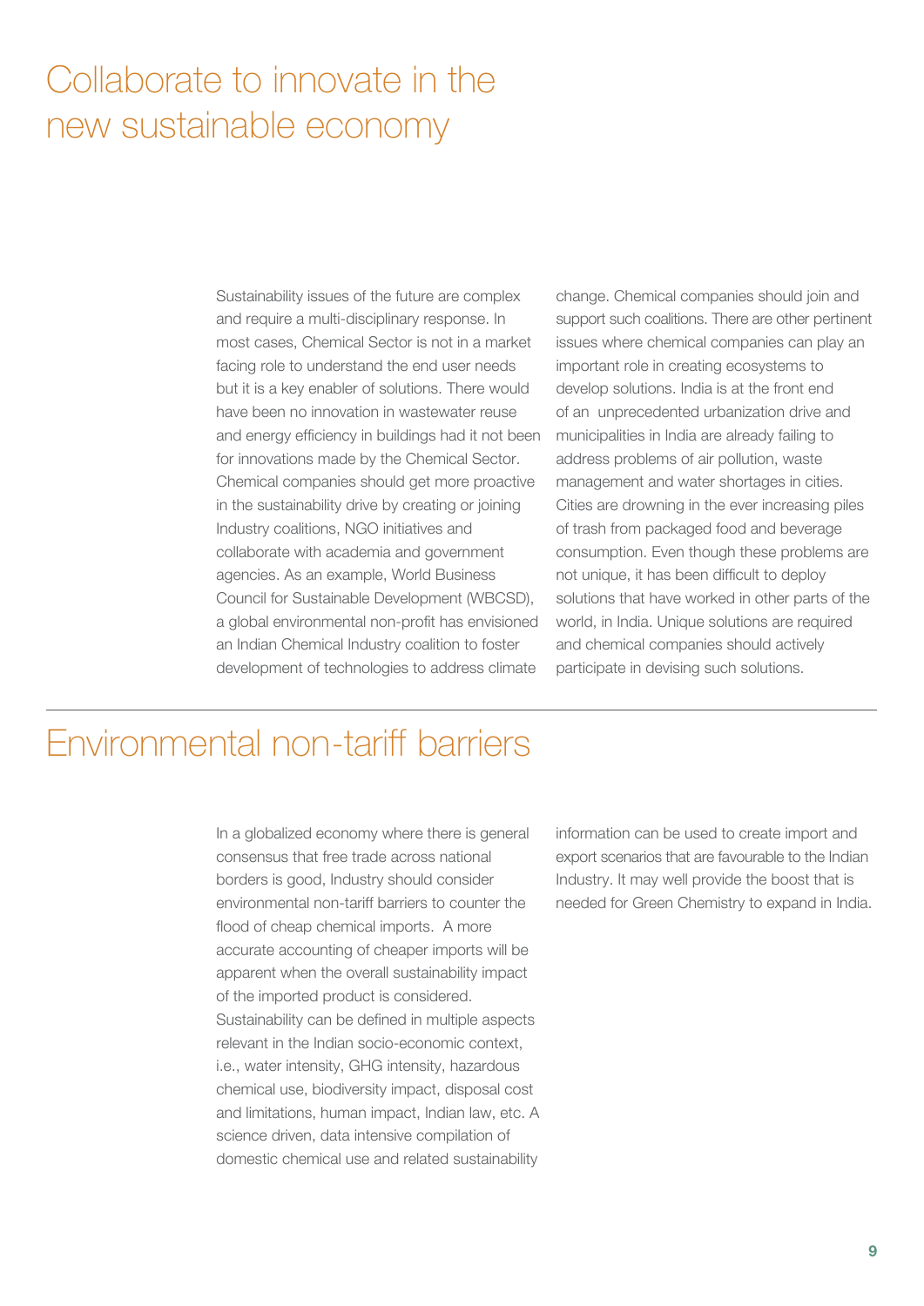# Collaborate to innovate in the new sustainable economy

Sustainability issues of the future are complex and require a multi-disciplinary response. In most cases, Chemical Sector is not in a market facing role to understand the end user needs but it is a key enabler of solutions. There would have been no innovation in wastewater reuse and energy efficiency in buildings had it not been for innovations made by the Chemical Sector. Chemical companies should get more proactive in the sustainability drive by creating or joining Industry coalitions, NGO initiatives and collaborate with academia and government agencies. As an example, World Business Council for Sustainable Development (WBCSD), a global environmental non-profit has envisioned an Indian Chemical Industry coalition to foster development of technologies to address climate change. Chemical companies should join and support such coalitions. There are other pertinent issues where chemical companies can play an important role in creating ecosystems to develop solutions. India is at the front end of an unprecedented urbanization drive and municipalities in India are already failing to address problems of air pollution, waste management and water shortages in cities. Cities are drowning in the ever increasing piles of trash from packaged food and beverage consumption. Even though these problems are not unique, it has been difficult to deploy solutions that have worked in other parts of the world, in India. Unique solutions are required and chemical companies should actively participate in devising such solutions.

# Environmental non-tariff barriers

In a globalized economy where there is general consensus that free trade across national borders is good, Industry should consider environmental non-tariff barriers to counter the flood of cheap chemical imports. A more accurate accounting of cheaper imports will be apparent when the overall sustainability impact of the imported product is considered. Sustainability can be defined in multiple aspects relevant in the Indian socio-economic context, i.e., water intensity, GHG intensity, hazardous chemical use, biodiversity impact, disposal cost and limitations, human impact, Indian law, etc. A science driven, data intensive compilation of domestic chemical use and related sustainability information can be used to create import and export scenarios that are favourable to the Indian Industry. It may well provide the boost that is needed for Green Chemistry to expand in India.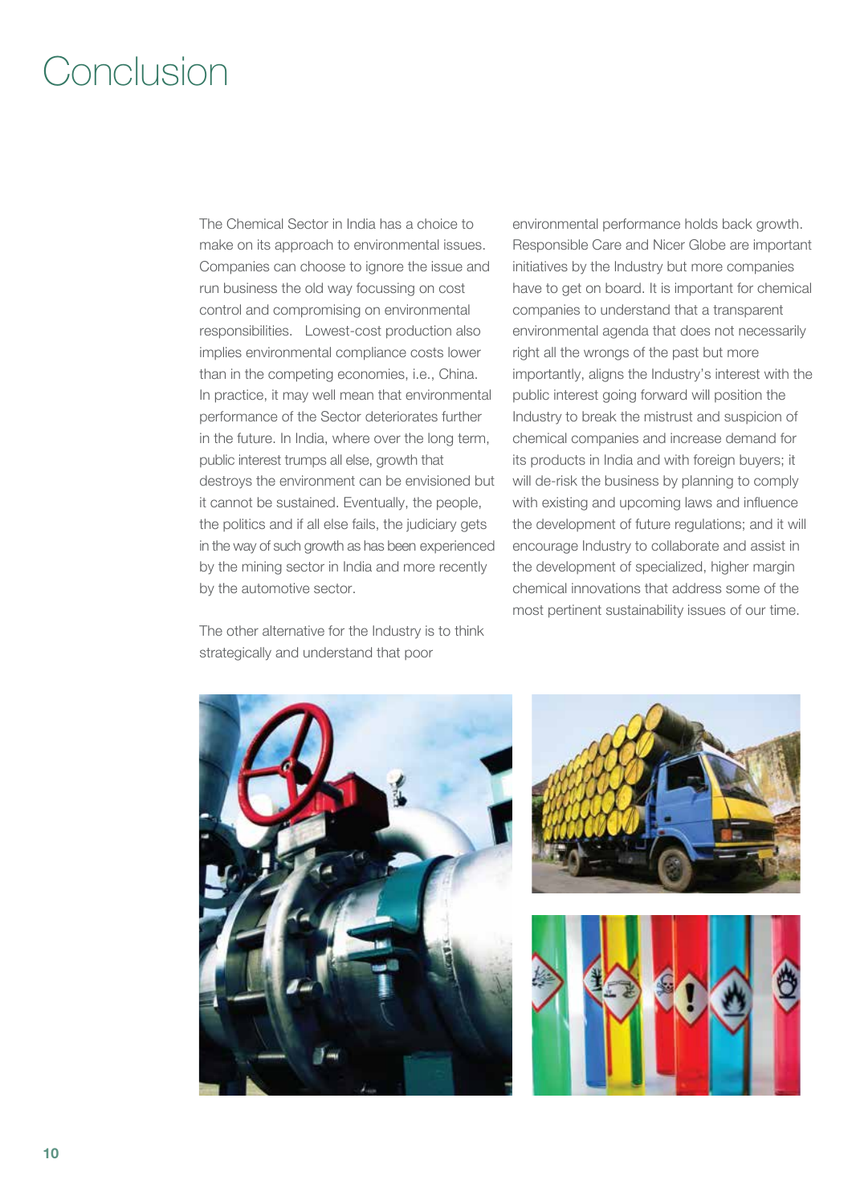# Conclusion

The Chemical Sector in India has a choice to make on its approach to environmental issues. Companies can choose to ignore the issue and run business the old way focussing on cost control and compromising on environmental responsibilities. Lowest-cost production also implies environmental compliance costs lower than in the competing economies, i.e., China. In practice, it may well mean that environmental performance of the Sector deteriorates further in the future. In India, where over the long term, public interest trumps all else, growth that destroys the environment can be envisioned but it cannot be sustained. Eventually, the people, the politics and if all else fails, the judiciary gets in the way of such growth as has been experienced by the mining sector in India and more recently by the automotive sector.

The other alternative for the Industry is to think strategically and understand that poor environmental performance holds back growth. Responsible Care and Nicer Globe are important initiatives by the Industry but more companies have to get on board. It is important for chemical companies to understand that a transparent environmental agenda that does not necessarily right all the wrongs of the past but more importantly, aligns the Industry's interest with the public interest going forward will position the Industry to break the mistrust and suspicion of chemical companies and increase demand for its products in India and with foreign buyers; it will de-risk the business by planning to comply with existing and upcoming laws and influence the development of future regulations; and it will encourage Industry to collaborate and assist in the development of specialized, higher margin chemical innovations that address some of the most pertinent sustainability issues of our time.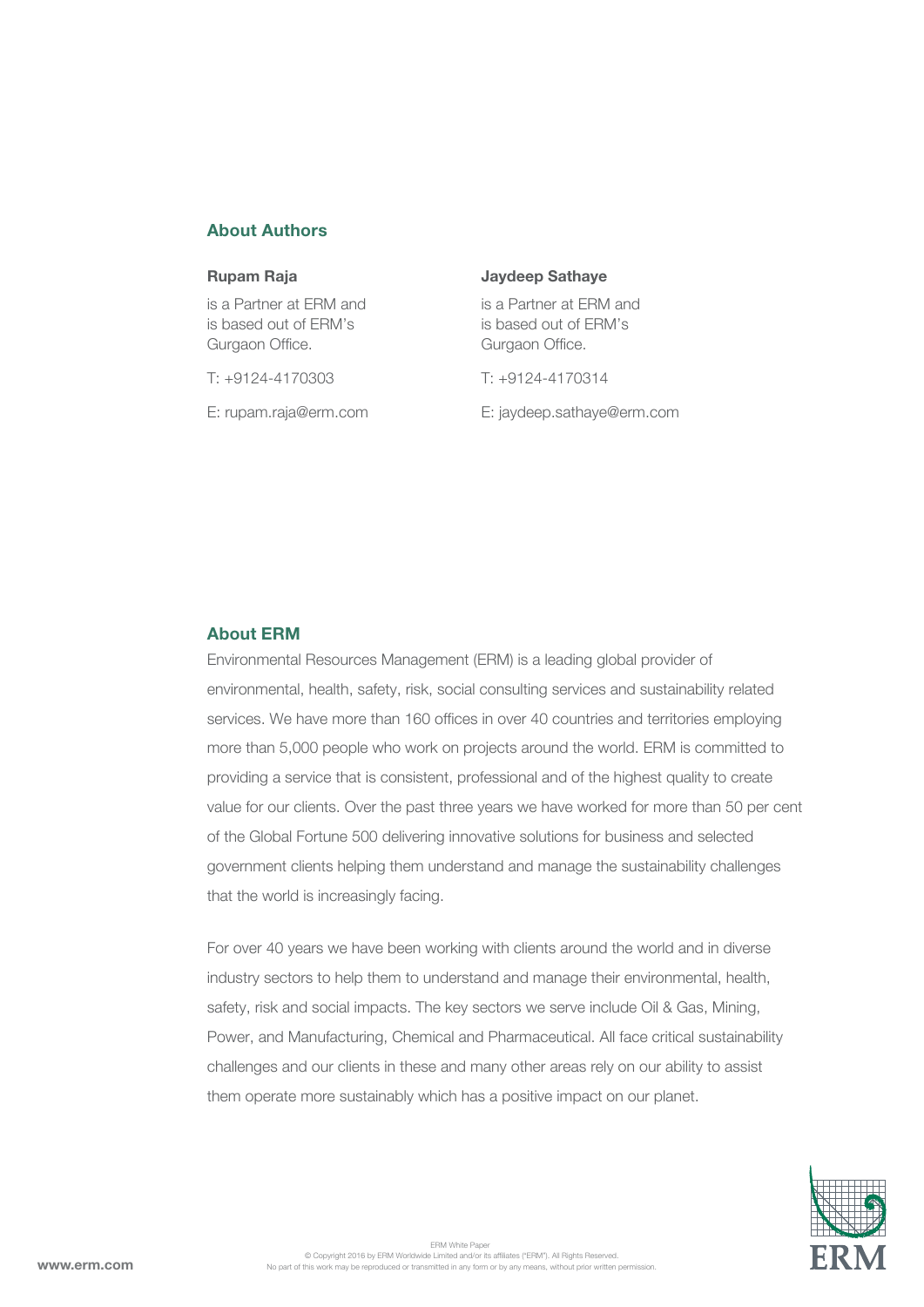## About Authors

**Rupam Raja**

is a Partner at ERM and is based out of ERM's Gurgaon Office.

T: +9124-4170303

E: rupam.raja@erm.com

**Jaydeep Sathaye**

is a Partner at ERM and is based out of ERM's Gurgaon Office.

T: +9124-4170314

E: jaydeep.sathaye@erm.com

## About ERM

Environmental Resources Management (ERM) is a leading global provider of environmental, health, safety, risk, social consulting services and sustainability related services. We have more than 160 offices in over 40 countries and territories employing more than 5,000 people who work on projects around the world. ERM is committed to providing a service that is consistent, professional and of the highest quality to create value for our clients. Over the past three years we have worked for more than 50 per cent of the Global Fortune 500 delivering innovative solutions for business and selected government clients helping them understand and manage the sustainability challenges that the world is increasingly facing.

For over 40 years we have been working with clients around the world and in diverse industry sectors to help them to understand and manage their environmental, health, safety, risk and social impacts. The key sectors we serve include Oil & Gas, Mining, Power, and Manufacturing, Chemical and Pharmaceutical. All face critical sustainability challenges and our clients in these and many other areas rely on our ability to assist them operate more sustainably which has a positive impact on our planet.

www.erm.com

ERM White Paper
© Copyright 2016 by ERM Worldwide Limited and/or its affiliates ("ERM"). All Rights Reserved.
No part of this work may be reproduced or transmitted in any form or by any means, without prior written permission.

ERM